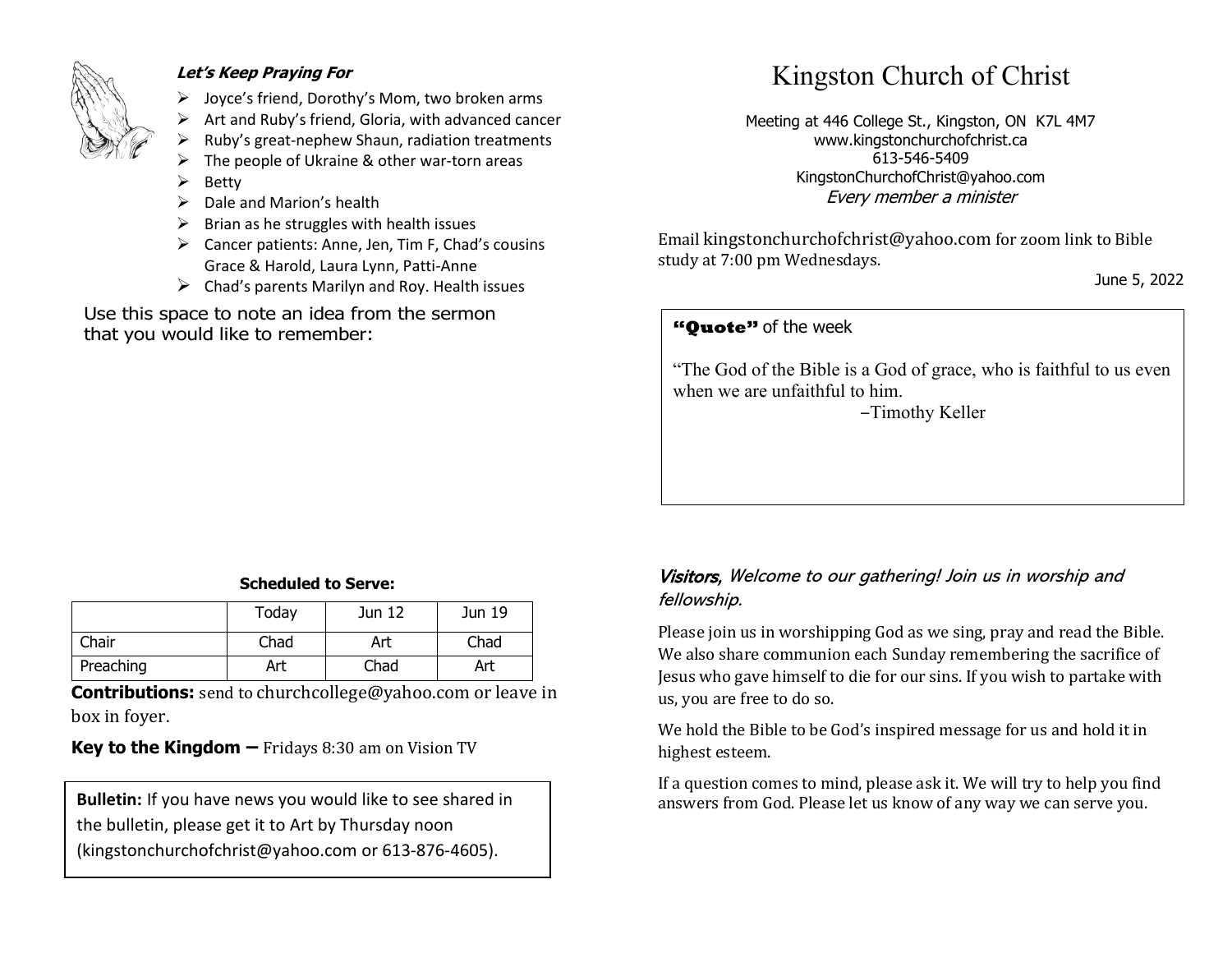# Kingston Church of Christ

Meeting at 446 College St., Kingston, ON  K7L 4M7
www.kingstonchurchofchrist.ca
613-546-5409
KingstonChurchofChrist@yahoo.com
*Every member a minister*

Email kingstonchurchofchrist@yahoo.com for zoom link to Bible study at 7:00 pm Wednesdays.

June 5, 2022

**"Quote"** of the week

"The God of the Bible is a God of grace, who is faithful to us even when we are unfaithful to him.

–Timothy Keller

***Visitors**, Welcome to our gathering! Join us in worship and fellowship.*

Please join us in worshipping God as we sing, pray and read the Bible. We also share communion each Sunday remembering the sacrifice of Jesus who gave himself to die for our sins. If you wish to partake with us, you are free to do so.

We hold the Bible to be God's inspired message for us and hold it in highest esteem.

If a question comes to mind, please ask it. We will try to help you find answers from God. Please let us know of any way we can serve you.

***Let's Keep Praying For***

- Joyce's friend, Dorothy's Mom, two broken arms
- Art and Ruby's friend, Gloria, with advanced cancer
- Ruby's great-nephew Shaun, radiation treatments
- The people of Ukraine & other war-torn areas
- Betty
- Dale and Marion's health
- Brian as he struggles with health issues
- Cancer patients: Anne, Jen, Tim F, Chad's cousins Grace & Harold, Laura Lynn, Patti-Anne
- Chad's parents Marilyn and Roy. Health issues

Use this space to note an idea from the sermon that you would like to remember:

**Scheduled to Serve:**

| | Today | Jun 12 | Jun 19 |
|---|---|---|---|
| Chair | Chad | Art | Chad |
| Preaching | Art | Chad | Art |

**Contributions:** send to churchcollege@yahoo.com or leave in box in foyer.

**Key to the Kingdom –** Fridays 8:30 am on Vision TV

**Bulletin:** If you have news you would like to see shared in the bulletin, please get it to Art by Thursday noon (kingstonchurchofchrist@yahoo.com or 613-876-4605).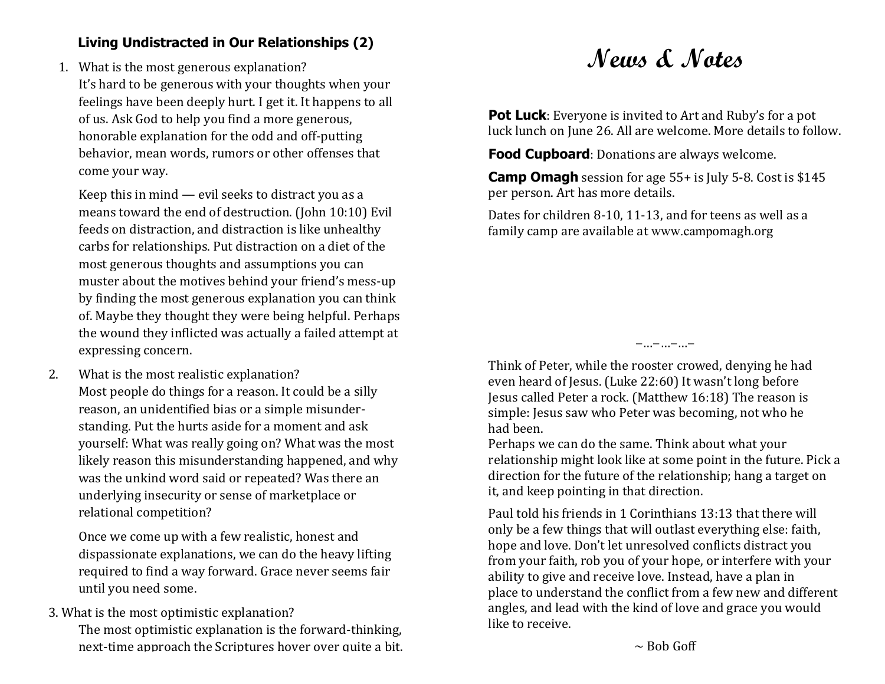### Living Undistracted in Our Relationships (2)

1. What is the most generous explanation?
   It's hard to be generous with your thoughts when your feelings have been deeply hurt. I get it. It happens to all of us. Ask God to help you find a more generous, honorable explanation for the odd and off-putting behavior, mean words, rumors or other offenses that come your way.

   Keep this in mind — evil seeks to distract you as a means toward the end of destruction. (John 10:10) Evil feeds on distraction, and distraction is like unhealthy carbs for relationships. Put distraction on a diet of the most generous thoughts and assumptions you can muster about the motives behind your friend's mess-up by finding the most generous explanation you can think of. Maybe they thought they were being helpful. Perhaps the wound they inflicted was actually a failed attempt at expressing concern.

2. What is the most realistic explanation?
   Most people do things for a reason. It could be a silly reason, an unidentified bias or a simple misunderstanding. Put the hurts aside for a moment and ask yourself: What was really going on? What was the most likely reason this misunderstanding happened, and why was the unkind word said or repeated? Was there an underlying insecurity or sense of marketplace or relational competition?

   Once we come up with a few realistic, honest and dispassionate explanations, we can do the heavy lifting required to find a way forward. Grace never seems fair until you need some.

3. What is the most optimistic explanation?
   The most optimistic explanation is the forward-thinking, next-time approach the Scriptures hover over quite a bit.

# News & Notes

**Pot Luck**: Everyone is invited to Art and Ruby's for a pot luck lunch on June 26. All are welcome. More details to follow.

**Food Cupboard**: Donations are always welcome.

**Camp Omagh** session for age 55+ is July 5-8. Cost is $145 per person. Art has more details.

Dates for children 8-10, 11-13, and for teens as well as a family camp are available at www.campomagh.org

–…–…–…–

Think of Peter, while the rooster crowed, denying he had even heard of Jesus. (Luke 22:60) It wasn't long before Jesus called Peter a rock. (Matthew 16:18) The reason is simple: Jesus saw who Peter was becoming, not who he had been.
Perhaps we can do the same. Think about what your relationship might look like at some point in the future. Pick a direction for the future of the relationship; hang a target on it, and keep pointing in that direction.

Paul told his friends in 1 Corinthians 13:13 that there will only be a few things that will outlast everything else: faith, hope and love. Don't let unresolved conflicts distract you from your faith, rob you of your hope, or interfere with your ability to give and receive love. Instead, have a plan in place to understand the conflict from a few new and different angles, and lead with the kind of love and grace you would like to receive.

~ Bob Goff